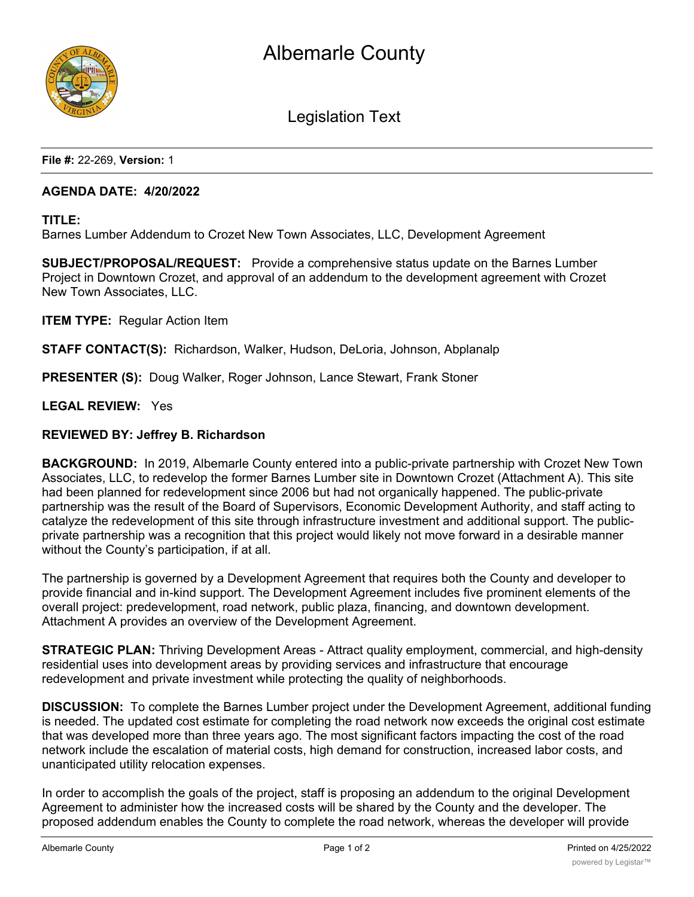# Albemarle County

## Legislation Text

**File #:** 22-269, **Version:** 1

**AGENDA DATE: 4/20/2022**

**TITLE:**
Barnes Lumber Addendum to Crozet New Town Associates, LLC, Development Agreement

**SUBJECT/PROPOSAL/REQUEST:** Provide a comprehensive status update on the Barnes Lumber Project in Downtown Crozet, and approval of an addendum to the development agreement with Crozet New Town Associates, LLC.

**ITEM TYPE:** Regular Action Item

**STAFF CONTACT(S):** Richardson, Walker, Hudson, DeLoria, Johnson, Abplanalp

**PRESENTER (S):** Doug Walker, Roger Johnson, Lance Stewart, Frank Stoner

**LEGAL REVIEW:** Yes

**REVIEWED BY: Jeffrey B. Richardson**

**BACKGROUND:** In 2019, Albemarle County entered into a public-private partnership with Crozet New Town Associates, LLC, to redevelop the former Barnes Lumber site in Downtown Crozet (Attachment A). This site had been planned for redevelopment since 2006 but had not organically happened. The public-private partnership was the result of the Board of Supervisors, Economic Development Authority, and staff acting to catalyze the redevelopment of this site through infrastructure investment and additional support. The public-private partnership was a recognition that this project would likely not move forward in a desirable manner without the County's participation, if at all.

The partnership is governed by a Development Agreement that requires both the County and developer to provide financial and in-kind support. The Development Agreement includes five prominent elements of the overall project: predevelopment, road network, public plaza, financing, and downtown development. Attachment A provides an overview of the Development Agreement.

**STRATEGIC PLAN:** Thriving Development Areas - Attract quality employment, commercial, and high-density residential uses into development areas by providing services and infrastructure that encourage redevelopment and private investment while protecting the quality of neighborhoods.

**DISCUSSION:** To complete the Barnes Lumber project under the Development Agreement, additional funding is needed. The updated cost estimate for completing the road network now exceeds the original cost estimate that was developed more than three years ago. The most significant factors impacting the cost of the road network include the escalation of material costs, high demand for construction, increased labor costs, and unanticipated utility relocation expenses.

In order to accomplish the goals of the project, staff is proposing an addendum to the original Development Agreement to administer how the increased costs will be shared by the County and the developer. The proposed addendum enables the County to complete the road network, whereas the developer will provide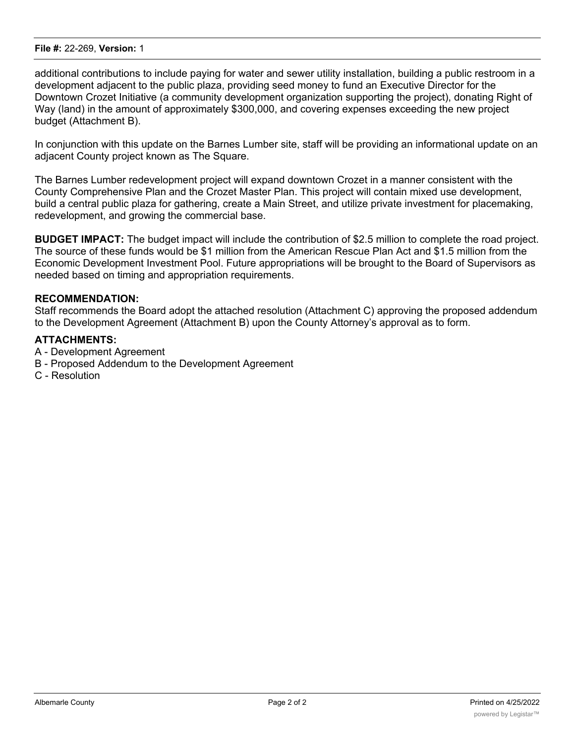additional contributions to include paying for water and sewer utility installation, building a public restroom in a development adjacent to the public plaza, providing seed money to fund an Executive Director for the Downtown Crozet Initiative (a community development organization supporting the project), donating Right of Way (land) in the amount of approximately $300,000, and covering expenses exceeding the new project budget (Attachment B).

In conjunction with this update on the Barnes Lumber site, staff will be providing an informational update on an adjacent County project known as The Square.

The Barnes Lumber redevelopment project will expand downtown Crozet in a manner consistent with the County Comprehensive Plan and the Crozet Master Plan. This project will contain mixed use development, build a central public plaza for gathering, create a Main Street, and utilize private investment for placemaking, redevelopment, and growing the commercial base.

**BUDGET IMPACT:** The budget impact will include the contribution of $2.5 million to complete the road project. The source of these funds would be $1 million from the American Rescue Plan Act and $1.5 million from the Economic Development Investment Pool. Future appropriations will be brought to the Board of Supervisors as needed based on timing and appropriation requirements.

**RECOMMENDATION:**
Staff recommends the Board adopt the attached resolution (Attachment C) approving the proposed addendum to the Development Agreement (Attachment B) upon the County Attorney's approval as to form.

**ATTACHMENTS:**
A - Development Agreement
B - Proposed Addendum to the Development Agreement
C - Resolution